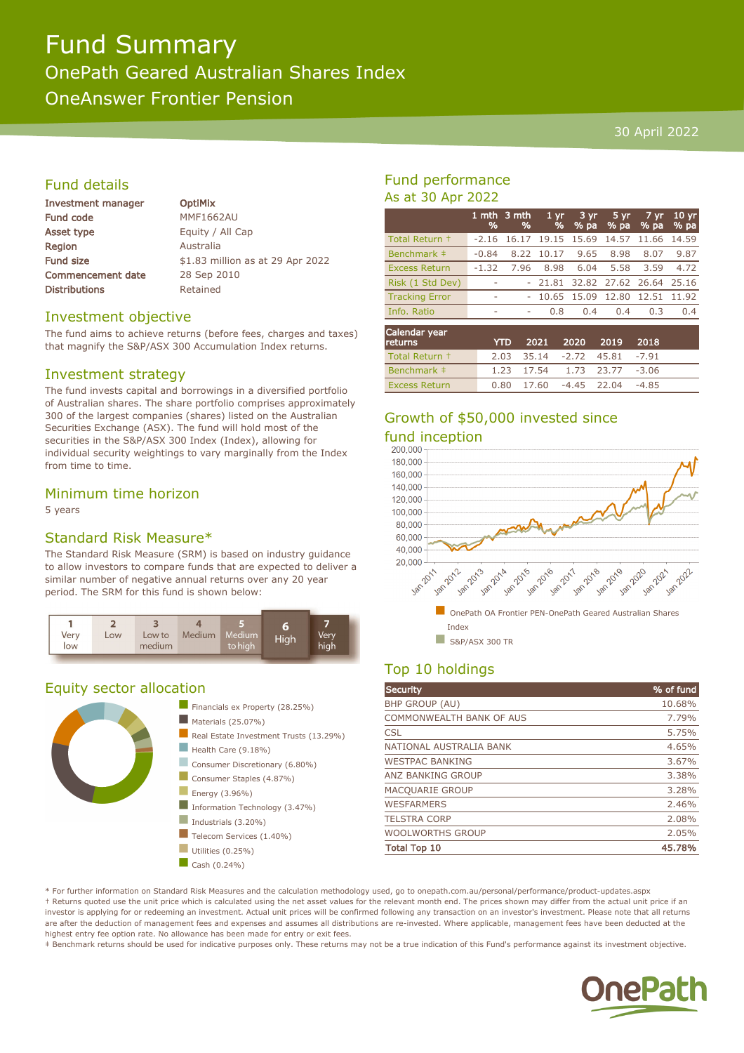# Fund Summary

## OnePath Geared Australian Shares Index

## OneAnswer Frontier Pension

30 April 2022

## Fund details

| | |
|---|---|
| **Investment manager** | **OptiMix** |
| Fund code | MMF1662AU |
| Asset type | Equity / All Cap |
| Region | Australia |
| Fund size | $1.83 million as at 29 Apr 2022 |
| Commencement date | 28 Sep 2010 |
| Distributions | Retained |

## Investment objective

The fund aims to achieve returns (before fees, charges and taxes) that magnify the S&P/ASX 300 Accumulation Index returns.

## Investment strategy

The fund invests capital and borrowings in a diversified portfolio of Australian shares. The share portfolio comprises approximately 300 of the largest companies (shares) listed on the Australian Securities Exchange (ASX). The fund will hold most of the securities in the S&P/ASX 300 Index (Index), allowing for individual security weightings to vary marginally from the Index from time to time.

## Minimum time horizon

5 years

## Standard Risk Measure*

The Standard Risk Measure (SRM) is based on industry guidance to allow investors to compare funds that are expected to deliver a similar number of negative annual returns over any 20 year period. The SRM for this fund is shown below:

| 1 | 2 | 3 | 4 | 5 | 6 | 7 |
|---|---|---|---|---|---|---|
| Very low | Low | Low to medium | Medium | Medium to high | **High** | Very high |

## Equity sector allocation

- Financials ex Property (28.25%)
- Materials (25.07%)
- Real Estate Investment Trusts (13.29%)
- Health Care (9.18%)
- Consumer Discretionary (6.80%)
- Consumer Staples (4.87%)
- Energy (3.96%)
- Information Technology (3.47%)
- Industrials (3.20%)
- Telecom Services (1.40%)
- Utilities (0.25%)
- Cash (0.24%)

## Fund performance

### As at 30 Apr 2022

| | 1 mth % | 3 mth % | 1 yr % | 3 yr % pa | 5 yr % pa | 7 yr % pa | 10 yr % pa |
|---|---|---|---|---|---|---|---|
| Total Return † | -2.16 | 16.17 | 19.15 | 15.69 | 14.57 | 11.66 | 14.59 |
| Benchmark ‡ | -0.84 | 8.22 | 10.17 | 9.65 | 8.98 | 8.07 | 9.87 |
| Excess Return | -1.32 | 7.96 | 8.98 | 6.04 | 5.58 | 3.59 | 4.72 |
| Risk (1 Std Dev) | - | - | 21.81 | 32.82 | 27.62 | 26.64 | 25.16 |
| Tracking Error | - | - | 10.65 | 15.09 | 12.80 | 12.51 | 11.92 |
| Info. Ratio | - | - | 0.8 | 0.4 | 0.4 | 0.3 | 0.4 |

| Calendar year returns | YTD | 2021 | 2020 | 2019 | 2018 |
|---|---|---|---|---|---|
| Total Return † | 2.03 | 35.14 | -2.72 | 45.81 | -7.91 |
| Benchmark ‡ | 1.23 | 17.54 | 1.73 | 23.77 | -3.06 |
| Excess Return | 0.80 | 17.60 | -4.45 | 22.04 | -4.85 |

## Growth of $50,000 invested since fund inception

- OnePath OA Frontier PEN-OnePath Geared Australian Shares Index
- S&P/ASX 300 TR

## Top 10 holdings

| Security | % of fund |
|---|---|
| BHP GROUP (AU) | 10.68% |
| COMMONWEALTH BANK OF AUS | 7.79% |
| CSL | 5.75% |
| NATIONAL AUSTRALIA BANK | 4.65% |
| WESTPAC BANKING | 3.67% |
| ANZ BANKING GROUP | 3.38% |
| MACQUARIE GROUP | 3.28% |
| WESFARMERS | 2.46% |
| TELSTRA CORP | 2.08% |
| WOOLWORTHS GROUP | 2.05% |
| **Total Top 10** | **45.78%** |

* For further information on Standard Risk Measures and the calculation methodology used, go to onepath.com.au/personal/performance/product-updates.aspx

† Returns quoted use the unit price which is calculated using the net asset values for the relevant month end. The prices shown may differ from the actual unit price if an investor is applying for or redeeming an investment. Actual unit prices will be confirmed following any transaction on an investor's investment. Please note that all returns are after the deduction of management fees and expenses and assumes all distributions are re-invested. Where applicable, management fees have been deducted at the highest entry fee option rate. No allowance has been made for entry or exit fees.

‡ Benchmark returns should be used for indicative purposes only. These returns may not be a true indication of this Fund's performance against its investment objective.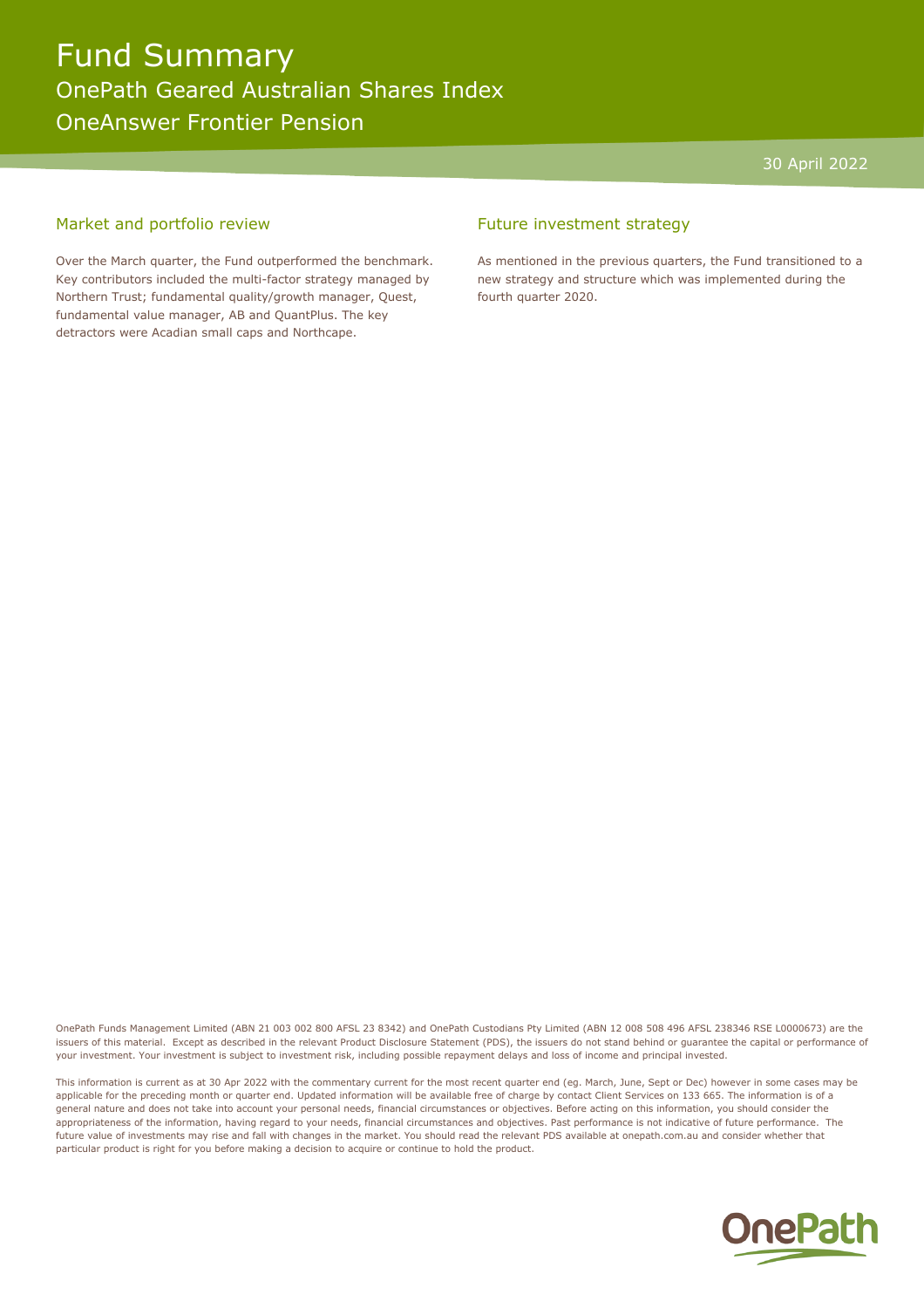# Fund Summary

## OnePath Geared Australian Shares Index

## OneAnswer Frontier Pension

30 April 2022

### Market and portfolio review

Over the March quarter, the Fund outperformed the benchmark. Key contributors included the multi-factor strategy managed by Northern Trust; fundamental quality/growth manager, Quest, fundamental value manager, AB and QuantPlus. The key detractors were Acadian small caps and Northcape.

### Future investment strategy

As mentioned in the previous quarters, the Fund transitioned to a new strategy and structure which was implemented during the fourth quarter 2020.

OnePath Funds Management Limited (ABN 21 003 002 800 AFSL 23 8342) and OnePath Custodians Pty Limited (ABN 12 008 508 496 AFSL 238346 RSE L0000673) are the issuers of this material. Except as described in the relevant Product Disclosure Statement (PDS), the issuers do not stand behind or guarantee the capital or performance of your investment. Your investment is subject to investment risk, including possible repayment delays and loss of income and principal invested.

This information is current as at 30 Apr 2022 with the commentary current for the most recent quarter end (eg. March, June, Sept or Dec) however in some cases may be applicable for the preceding month or quarter end. Updated information will be available free of charge by contact Client Services on 133 665. The information is of a general nature and does not take into account your personal needs, financial circumstances or objectives. Before acting on this information, you should consider the appropriateness of the information, having regard to your needs, financial circumstances and objectives. Past performance is not indicative of future performance. The future value of investments may rise and fall with changes in the market. You should read the relevant PDS available at onepath.com.au and consider whether that particular product is right for you before making a decision to acquire or continue to hold the product.

OnePath